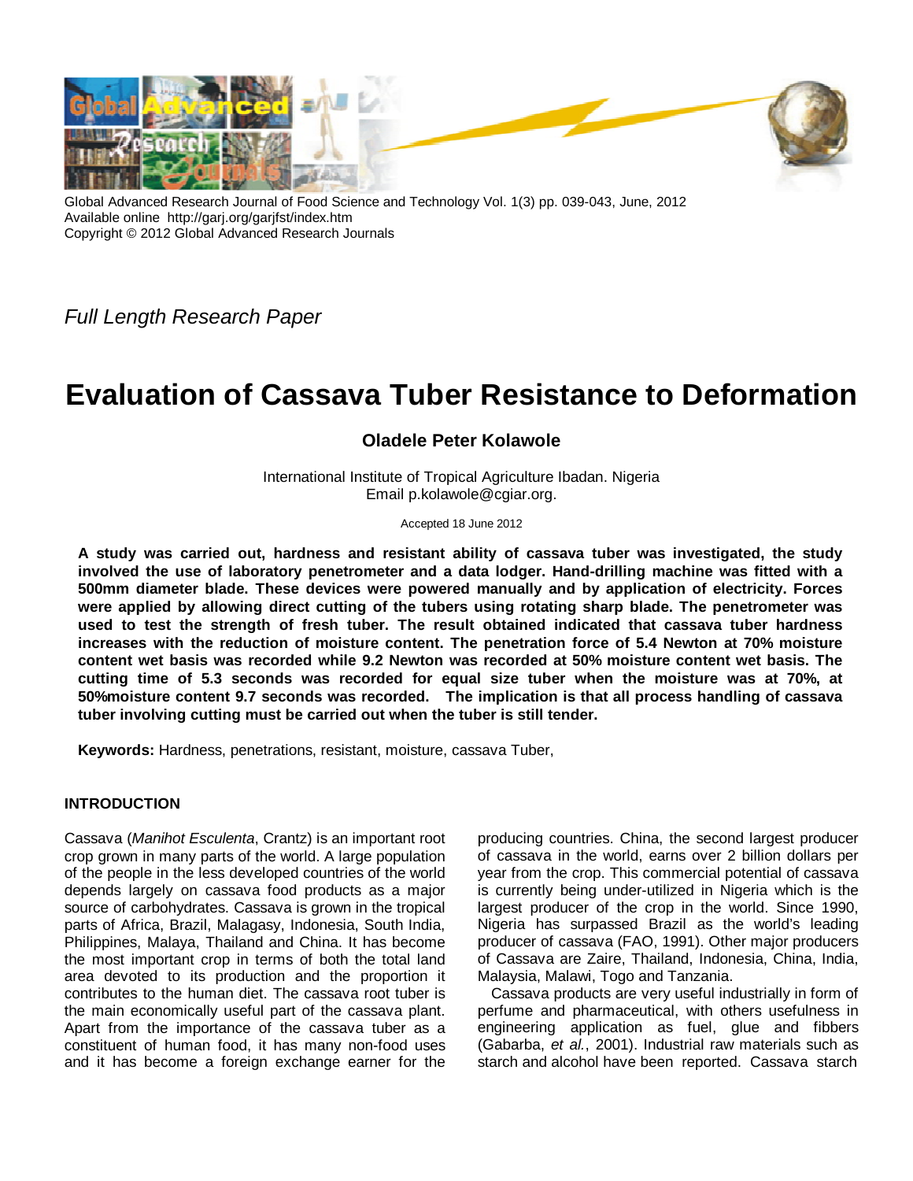Global Advanced Research Journal of Food Science and Technology Vol. 1(3) pp. 039-043, June, 2012
Available online http://garj.org/garjfst/index.htm
Copyright © 2012 Global Advanced Research Journals

*Full Length Research Paper*

# Evaluation of Cassava Tuber Resistance to Deformation

**Oladele Peter Kolawole**

International Institute of Tropical Agriculture Ibadan. Nigeria
Email p.kolawole@cgiar.org.

Accepted 18 June 2012

**A study was carried out, hardness and resistant ability of cassava tuber was investigated, the study involved the use of laboratory penetrometer and a data lodger. Hand-drilling machine was fitted with a 500mm diameter blade. These devices were powered manually and by application of electricity. Forces were applied by allowing direct cutting of the tubers using rotating sharp blade. The penetrometer was used to test the strength of fresh tuber. The result obtained indicated that cassava tuber hardness increases with the reduction of moisture content. The penetration force of 5.4 Newton at 70% moisture content wet basis was recorded while 9.2 Newton was recorded at 50% moisture content wet basis. The cutting time of 5.3 seconds was recorded for equal size tuber when the moisture was at 70%, at 50%moisture content 9.7 seconds was recorded. The implication is that all process handling of cassava tuber involving cutting must be carried out when the tuber is still tender.**

**Keywords:** Hardness, penetrations, resistant, moisture, cassava Tuber,

## INTRODUCTION

Cassava (*Manihot Esculenta*, Crantz) is an important root crop grown in many parts of the world. A large population of the people in the less developed countries of the world depends largely on cassava food products as a major source of carbohydrates. Cassava is grown in the tropical parts of Africa, Brazil, Malagasy, Indonesia, South India, Philippines, Malaya, Thailand and China. It has become the most important crop in terms of both the total land area devoted to its production and the proportion it contributes to the human diet. The cassava root tuber is the main economically useful part of the cassava plant. Apart from the importance of the cassava tuber as a constituent of human food, it has many non-food uses and it has become a foreign exchange earner for the producing countries. China, the second largest producer of cassava in the world, earns over 2 billion dollars per year from the crop. This commercial potential of cassava is currently being under-utilized in Nigeria which is the largest producer of the crop in the world. Since 1990, Nigeria has surpassed Brazil as the world's leading producer of cassava (FAO, 1991). Other major producers of Cassava are Zaire, Thailand, Indonesia, China, India, Malaysia, Malawi, Togo and Tanzania.

Cassava products are very useful industrially in form of perfume and pharmaceutical, with others usefulness in engineering application as fuel, glue and fibbers (Gabarba, *et al.*, 2001). Industrial raw materials such as starch and alcohol have been reported. Cassava starch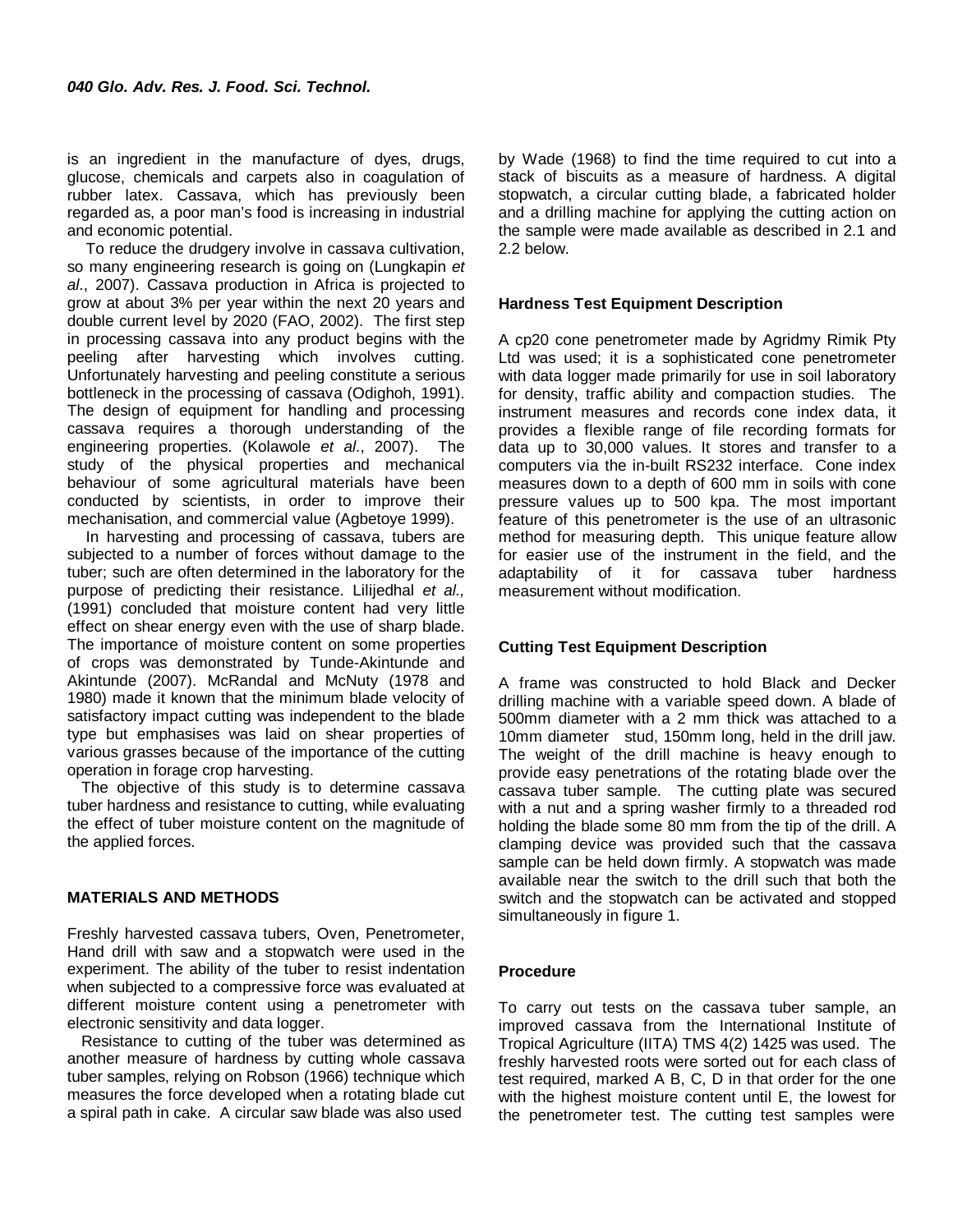is an ingredient in the manufacture of dyes, drugs, glucose, chemicals and carpets also in coagulation of rubber latex. Cassava, which has previously been regarded as, a poor man's food is increasing in industrial and economic potential.

To reduce the drudgery involve in cassava cultivation, so many engineering research is going on (Lungkapin *et al*., 2007). Cassava production in Africa is projected to grow at about 3% per year within the next 20 years and double current level by 2020 (FAO, 2002). The first step in processing cassava into any product begins with the peeling after harvesting which involves cutting. Unfortunately harvesting and peeling constitute a serious bottleneck in the processing of cassava (Odighoh, 1991). The design of equipment for handling and processing cassava requires a thorough understanding of the engineering properties. (Kolawole *et al*., 2007). The study of the physical properties and mechanical behaviour of some agricultural materials have been conducted by scientists, in order to improve their mechanisation, and commercial value (Agbetoye 1999).

In harvesting and processing of cassava, tubers are subjected to a number of forces without damage to the tuber; such are often determined in the laboratory for the purpose of predicting their resistance. Lilijedhal *et al.,* (1991) concluded that moisture content had very little effect on shear energy even with the use of sharp blade. The importance of moisture content on some properties of crops was demonstrated by Tunde-Akintunde and Akintunde (2007). McRandal and McNuty (1978 and 1980) made it known that the minimum blade velocity of satisfactory impact cutting was independent to the blade type but emphasises was laid on shear properties of various grasses because of the importance of the cutting operation in forage crop harvesting.

The objective of this study is to determine cassava tuber hardness and resistance to cutting, while evaluating the effect of tuber moisture content on the magnitude of the applied forces.

## MATERIALS AND METHODS

Freshly harvested cassava tubers, Oven, Penetrometer, Hand drill with saw and a stopwatch were used in the experiment. The ability of the tuber to resist indentation when subjected to a compressive force was evaluated at different moisture content using a penetrometer with electronic sensitivity and data logger.

Resistance to cutting of the tuber was determined as another measure of hardness by cutting whole cassava tuber samples, relying on Robson (1966) technique which measures the force developed when a rotating blade cut a spiral path in cake. A circular saw blade was also used by Wade (1968) to find the time required to cut into a stack of biscuits as a measure of hardness. A digital stopwatch, a circular cutting blade, a fabricated holder and a drilling machine for applying the cutting action on the sample were made available as described in 2.1 and 2.2 below.

### Hardness Test Equipment Description

A cp20 cone penetrometer made by Agridmy Rimik Pty Ltd was used; it is a sophisticated cone penetrometer with data logger made primarily for use in soil laboratory for density, traffic ability and compaction studies. The instrument measures and records cone index data, it provides a flexible range of file recording formats for data up to 30,000 values. It stores and transfer to a computers via the in-built RS232 interface. Cone index measures down to a depth of 600 mm in soils with cone pressure values up to 500 kpa. The most important feature of this penetrometer is the use of an ultrasonic method for measuring depth. This unique feature allow for easier use of the instrument in the field, and the adaptability of it for cassava tuber hardness measurement without modification.

### Cutting Test Equipment Description

A frame was constructed to hold Black and Decker drilling machine with a variable speed down. A blade of 500mm diameter with a 2 mm thick was attached to a 10mm diameter stud, 150mm long, held in the drill jaw. The weight of the drill machine is heavy enough to provide easy penetrations of the rotating blade over the cassava tuber sample. The cutting plate was secured with a nut and a spring washer firmly to a threaded rod holding the blade some 80 mm from the tip of the drill. A clamping device was provided such that the cassava sample can be held down firmly. A stopwatch was made available near the switch to the drill such that both the switch and the stopwatch can be activated and stopped simultaneously in figure 1.

### Procedure

To carry out tests on the cassava tuber sample, an improved cassava from the International Institute of Tropical Agriculture (IITA) TMS 4(2) 1425 was used. The freshly harvested roots were sorted out for each class of test required, marked A B, C, D in that order for the one with the highest moisture content until E, the lowest for the penetrometer test. The cutting test samples were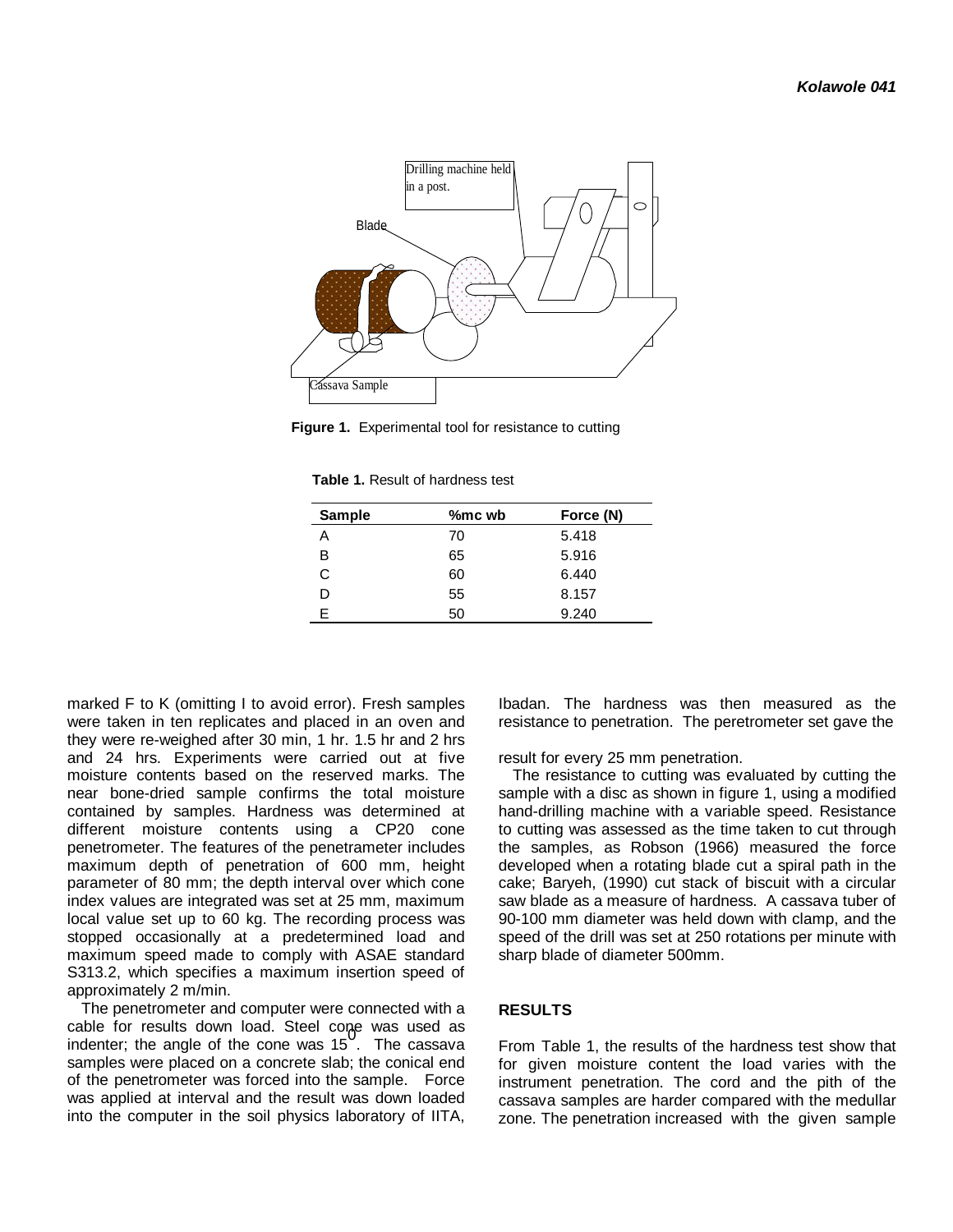Figure 1. Experimental tool for resistance to cutting

**Table 1.** Result of hardness test

| Sample | %mc wb | Force (N) |
|---|---|---|
| A | 70 | 5.418 |
| B | 65 | 5.916 |
| C | 60 | 6.440 |
| D | 55 | 8.157 |
| E | 50 | 9.240 |

marked F to K (omitting I to avoid error). Fresh samples were taken in ten replicates and placed in an oven and they were re-weighed after 30 min, 1 hr. 1.5 hr and 2 hrs and 24 hrs. Experiments were carried out at five moisture contents based on the reserved marks. The near bone-dried sample confirms the total moisture contained by samples. Hardness was determined at different moisture contents using a CP20 cone penetrometer. The features of the penetrameter includes maximum depth of penetration of 600 mm, height parameter of 80 mm; the depth interval over which cone index values are integrated was set at 25 mm, maximum local value set up to 60 kg. The recording process was stopped occasionally at a predetermined load and maximum speed made to comply with ASAE standard S313.2, which specifies a maximum insertion speed of approximately 2 m/min.

The penetrometer and computer were connected with a cable for results down load. Steel cone was used as indenter; the angle of the cone was $15^0$. The cassava samples were placed on a concrete slab; the conical end of the penetrometer was forced into the sample. Force was applied at interval and the result was down loaded into the computer in the soil physics laboratory of IITA, Ibadan. The hardness was then measured as the resistance to penetration. The peretrometer set gave the result for every 25 mm penetration.

The resistance to cutting was evaluated by cutting the sample with a disc as shown in figure 1, using a modified hand-drilling machine with a variable speed. Resistance to cutting was assessed as the time taken to cut through the samples, as Robson (1966) measured the force developed when a rotating blade cut a spiral path in the cake; Baryeh, (1990) cut stack of biscuit with a circular saw blade as a measure of hardness. A cassava tuber of 90-100 mm diameter was held down with clamp, and the speed of the drill was set at 250 rotations per minute with sharp blade of diameter 500mm.

## RESULTS

From Table 1, the results of the hardness test show that for given moisture content the load varies with the instrument penetration. The cord and the pith of the cassava samples are harder compared with the medullar zone. The penetration increased with the given sample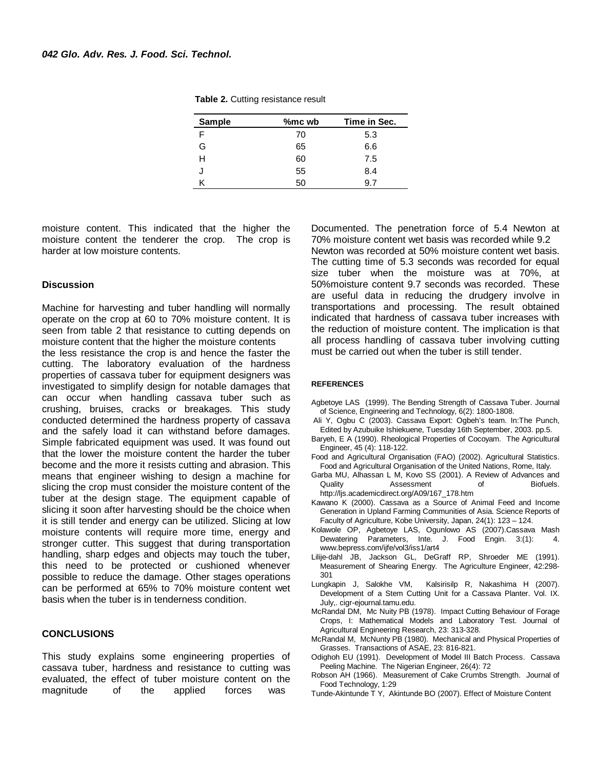**Table 2.** Cutting resistance result

| Sample | %mc wb | Time in Sec. |
|---|---|---|
| F | 70 | 5.3 |
| G | 65 | 6.6 |
| H | 60 | 7.5 |
| J | 55 | 8.4 |
| K | 50 | 9.7 |

moisture content. This indicated that the higher the moisture content the tenderer the crop. The crop is harder at low moisture contents.

### Discussion

Machine for harvesting and tuber handling will normally operate on the crop at 60 to 70% moisture content. It is seen from table 2 that resistance to cutting depends on moisture content that the higher the moisture contents the less resistance the crop is and hence the faster the cutting. The laboratory evaluation of the hardness properties of cassava tuber for equipment designers was investigated to simplify design for notable damages that can occur when handling cassava tuber such as crushing, bruises, cracks or breakages. This study conducted determined the hardness property of cassava and the safely load it can withstand before damages. Simple fabricated equipment was used. It was found out that the lower the moisture content the harder the tuber become and the more it resists cutting and abrasion. This means that engineer wishing to design a machine for slicing the crop must consider the moisture content of the tuber at the design stage. The equipment capable of slicing it soon after harvesting should be the choice when it is still tender and energy can be utilized. Slicing at low moisture contents will require more time, energy and stronger cutter. This suggest that during transportation handling, sharp edges and objects may touch the tuber, this need to be protected or cushioned whenever possible to reduce the damage. Other stages operations can be performed at 65% to 70% moisture content wet basis when the tuber is in tenderness condition.

## CONCLUSIONS

This study explains some engineering properties of cassava tuber, hardness and resistance to cutting was evaluated, the effect of tuber moisture content on the magnitude of the applied forces was Documented. The penetration force of 5.4 Newton at 70% moisture content wet basis was recorded while 9.2 Newton was recorded at 50% moisture content wet basis. The cutting time of 5.3 seconds was recorded for equal size tuber when the moisture was at 70%, at 50%moisture content 9.7 seconds was recorded. These are useful data in reducing the drudgery involve in transportations and processing. The result obtained indicated that hardness of cassava tuber increases with the reduction of moisture content. The implication is that all process handling of cassava tuber involving cutting must be carried out when the tuber is still tender.

## REFERENCES

Agbetoye LAS (1999). The Bending Strength of Cassava Tuber. Journal of Science, Engineering and Technology, 6(2): 1800-1808.

Ali Y, Ogbu C (2003). Cassava Export: Ogbeh's team. In:The Punch, Edited by Azubuike Ishiekuene, Tuesday 16th September, 2003. pp.5.

Baryeh, E A (1990). Rheological Properties of Cocoyam. The Agricultural Engineer, 45 (4): 118-122.

Food and Agricultural Organisation (FAO) (2002). Agricultural Statistics. Food and Agricultural Organisation of the United Nations, Rome, Italy.

Garba MU, Alhassan L M, Kovo SS (2001). A Review of Advances and Quality Assessment of Biofuels. http://ljs.academicdirect.org/A09/167_178.htm

Kawano K (2000). Cassava as a Source of Animal Feed and Income Generation in Upland Farming Communities of Asia. Science Reports of Faculty of Agriculture, Kobe University, Japan, 24(1): 123 – 124.

Kolawole OP, Agbetoye LAS, Ogunlowo AS (2007).Cassava Mash Dewatering Parameters, Inte. J. Food Engin. 3:(1): 4. www.bepress.com/ijfe/vol3/iss1/art4

Lilije-dahl JB, Jackson GL, DeGraff RP, Shroeder ME (1991). Measurement of Shearing Energy. The Agriculture Engineer, 42:298-301

Lungkapin J, Salokhe VM, Kalsirisilp R, Nakashima H (2007). Development of a Stem Cutting Unit for a Cassava Planter. Vol. IX. July,. cigr-ejournal.tamu.edu.

McRandal DM, Mc Nuity PB (1978). Impact Cutting Behaviour of Forage Crops, I: Mathematical Models and Laboratory Test. Journal of Agricultural Engineering Research, 23: 313-328.

McRandal M, McNunty PB (1980). Mechanical and Physical Properties of Grasses. Transactions of ASAE, 23: 816-821.

Odighoh EU (1991). Development of Model III Batch Process. Cassava Peeling Machine. The Nigerian Engineer, 26(4): 72

Robson AH (1966). Measurement of Cake Crumbs Strength. Journal of Food Technology, 1:29

Tunde-Akintunde T Y, Akintunde BO (2007). Effect of Moisture Content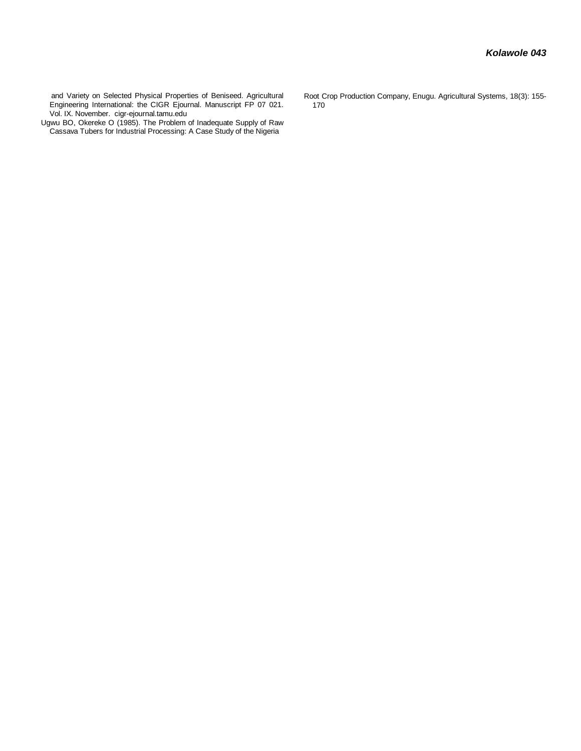and Variety on Selected Physical Properties of Beniseed. Agricultural Engineering International: the CIGR Ejournal. Manuscript FP 07 021. Vol. IX. November. cigr-ejournal.tamu.edu

Ugwu BO, Okereke O (1985). The Problem of Inadequate Supply of Raw Cassava Tubers for Industrial Processing: A Case Study of the Nigeria Root Crop Production Company, Enugu. Agricultural Systems, 18(3): 155-170